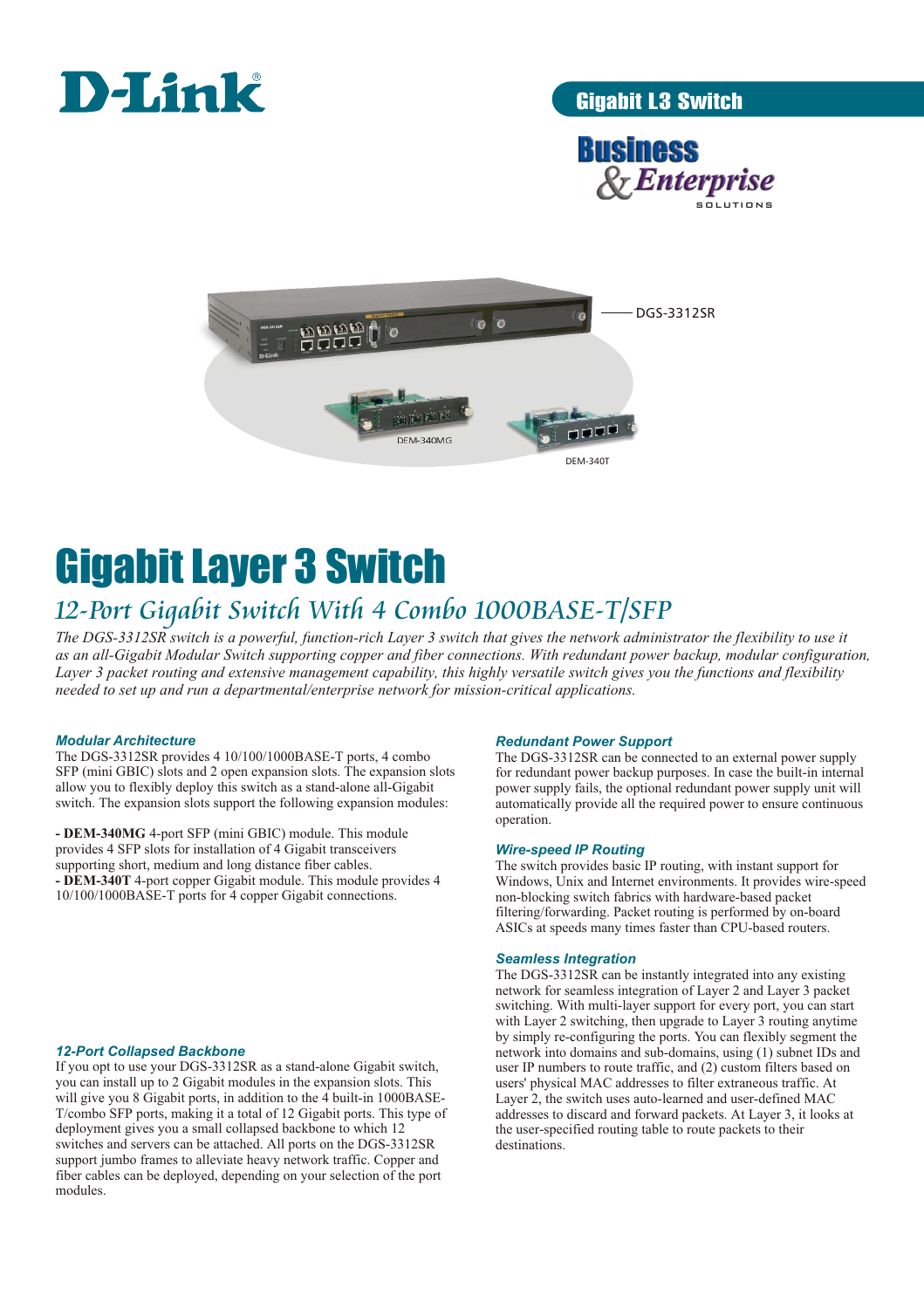Gigabit L3 Switch

Business & Enterprise SOLUTIONS

DGS-3312SR

DEM-340MG

DEM-340T

# Gigabit Layer 3 Switch

## 12-Port Gigabit Switch With 4 Combo 1000BASE-T/SFP

*The DGS-3312SR switch is a powerful, function-rich Layer 3 switch that gives the network administrator the flexibility to use it as an all-Gigabit Modular Switch supporting copper and fiber connections. With redundant power backup, modular configuration, Layer 3 packet routing and extensive management capability, this highly versatile switch gives you the functions and flexibility needed to set up and run a departmental/enterprise network for mission-critical applications.*

### Modular Architecture

The DGS-3312SR provides 4 10/100/1000BASE-T ports, 4 combo SFP (mini GBIC) slots and 2 open expansion slots. The expansion slots allow you to flexibly deploy this switch as a stand-alone all-Gigabit switch. The expansion slots support the following expansion modules:

- **DEM-340MG** 4-port SFP (mini GBIC) module. This module provides 4 SFP slots for installation of 4 Gigabit transceivers supporting short, medium and long distance fiber cables.
- **DEM-340T** 4-port copper Gigabit module. This module provides 4 10/100/1000BASE-T ports for 4 copper Gigabit connections.

### 12-Port Collapsed Backbone

If you opt to use your DGS-3312SR as a stand-alone Gigabit switch, you can install up to 2 Gigabit modules in the expansion slots. This will give you 8 Gigabit ports, in addition to the 4 built-in 1000BASE-T/combo SFP ports, making it a total of 12 Gigabit ports. This type of deployment gives you a small collapsed backbone to which 12 switches and servers can be attached. All ports on the DGS-3312SR support jumbo frames to alleviate heavy network traffic. Copper and fiber cables can be deployed, depending on your selection of the port modules.

### Redundant Power Support

The DGS-3312SR can be connected to an external power supply for redundant power backup purposes. In case the built-in internal power supply fails, the optional redundant power supply unit will automatically provide all the required power to ensure continuous operation.

### Wire-speed IP Routing

The switch provides basic IP routing, with instant support for Windows, Unix and Internet environments. It provides wire-speed non-blocking switch fabrics with hardware-based packet filtering/forwarding. Packet routing is performed by on-board ASICs at speeds many times faster than CPU-based routers.

### Seamless Integration

The DGS-3312SR can be instantly integrated into any existing network for seamless integration of Layer 2 and Layer 3 packet switching. With multi-layer support for every port, you can start with Layer 2 switching, then upgrade to Layer 3 routing anytime by simply re-configuring the ports. You can flexibly segment the network into domains and sub-domains, using (1) subnet IDs and user IP numbers to route traffic, and (2) custom filters based on users' physical MAC addresses to filter extraneous traffic. At Layer 2, the switch uses auto-learned and user-defined MAC addresses to discard and forward packets. At Layer 3, it looks at the user-specified routing table to route packets to their destinations.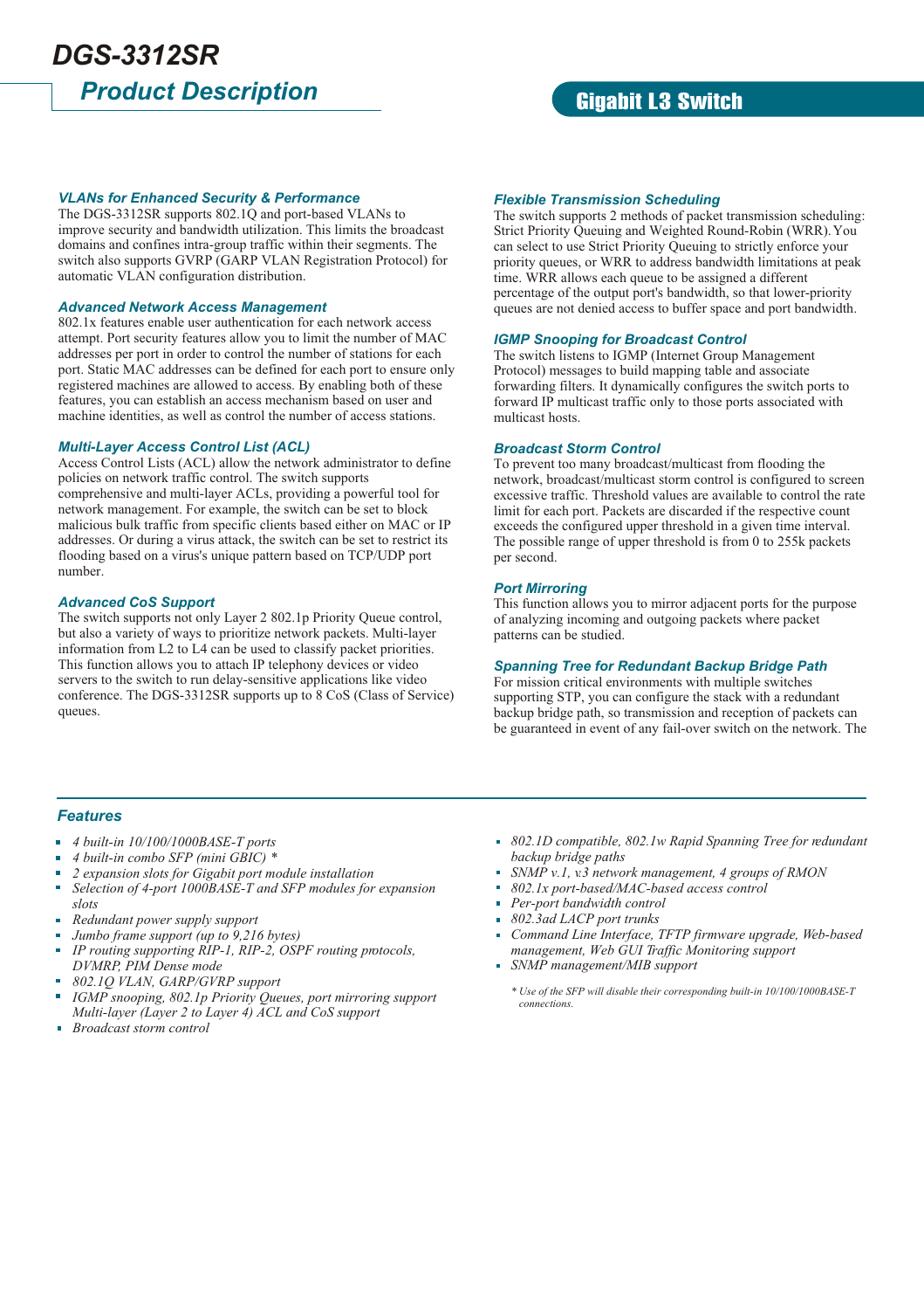# DGS-3312SR

## Product Description

## Gigabit L3 Switch

### VLANs for Enhanced Security & Performance

The DGS-3312SR supports 802.1Q and port-based VLANs to improve security and bandwidth utilization. This limits the broadcast domains and confines intra-group traffic within their segments. The switch also supports GVRP (GARP VLAN Registration Protocol) for automatic VLAN configuration distribution.

### Advanced Network Access Management

802.1x features enable user authentication for each network access attempt. Port security features allow you to limit the number of MAC addresses per port in order to control the number of stations for each port. Static MAC addresses can be defined for each port to ensure only registered machines are allowed to access. By enabling both of these features, you can establish an access mechanism based on user and machine identities, as well as control the number of access stations.

### Multi-Layer Access Control List (ACL)

Access Control Lists (ACL) allow the network administrator to define policies on network traffic control. The switch supports comprehensive and multi-layer ACLs, providing a powerful tool for network management. For example, the switch can be set to block malicious bulk traffic from specific clients based either on MAC or IP addresses. Or during a virus attack, the switch can be set to restrict its flooding based on a virus's unique pattern based on TCP/UDP port number.

### Advanced CoS Support

The switch supports not only Layer 2 802.1p Priority Queue control, but also a variety of ways to prioritize network packets. Multi-layer information from L2 to L4 can be used to classify packet priorities. This function allows you to attach IP telephony devices or video servers to the switch to run delay-sensitive applications like video conference. The DGS-3312SR supports up to 8 CoS (Class of Service) queues.

### Flexible Transmission Scheduling

The switch supports 2 methods of packet transmission scheduling: Strict Priority Queuing and Weighted Round-Robin (WRR). You can select to use Strict Priority Queuing to strictly enforce your priority queues, or WRR to address bandwidth limitations at peak time. WRR allows each queue to be assigned a different percentage of the output port's bandwidth, so that lower-priority queues are not denied access to buffer space and port bandwidth.

### IGMP Snooping for Broadcast Control

The switch listens to IGMP (Internet Group Management Protocol) messages to build mapping table and associate forwarding filters. It dynamically configures the switch ports to forward IP multicast traffic only to those ports associated with multicast hosts.

### Broadcast Storm Control

To prevent too many broadcast/multicast from flooding the network, broadcast/multicast storm control is configured to screen excessive traffic. Threshold values are available to control the rate limit for each port. Packets are discarded if the respective count exceeds the configured upper threshold in a given time interval. The possible range of upper threshold is from 0 to 255k packets per second.

### Port Mirroring

This function allows you to mirror adjacent ports for the purpose of analyzing incoming and outgoing packets where packet patterns can be studied.

### Spanning Tree for Redundant Backup Bridge Path

For mission critical environments with multiple switches supporting STP, you can configure the stack with a redundant backup bridge path, so transmission and reception of packets can be guaranteed in event of any fail-over switch on the network. The

### Features

- *4 built-in 10/100/1000BASE-T ports*
- *4 built-in combo SFP (mini GBIC) **
- *2 expansion slots for Gigabit port module installation*
- *Selection of 4-port 1000BASE-T and SFP modules for expansion slots*
- *Redundant power supply support*
- *Jumbo frame support (up to 9,216 bytes)*
- *IP routing supporting RIP-1, RIP-2, OSPF routing protocols, DVMRP, PIM Dense mode*
- *802.1Q VLAN, GARP/GVRP support*
- *IGMP snooping, 802.1p Priority Queues, port mirroring support Multi-layer (Layer 2 to Layer 4) ACL and CoS support*
- *Broadcast storm control*
- *802.1D compatible, 802.1w Rapid Spanning Tree for redundant backup bridge paths*
- *SNMP v.1, v.3 network management, 4 groups of RMON*
- *802.1x port-based/MAC-based access control*
- *Per-port bandwidth control*
- *802.3ad LACP port trunks*
- *Command Line Interface, TFTP firmware upgrade, Web-based management, Web GUI Traffic Monitoring support*
- *SNMP management/MIB support*

*\* Use of the SFP will disable their corresponding built-in 10/100/1000BASE-T connections.*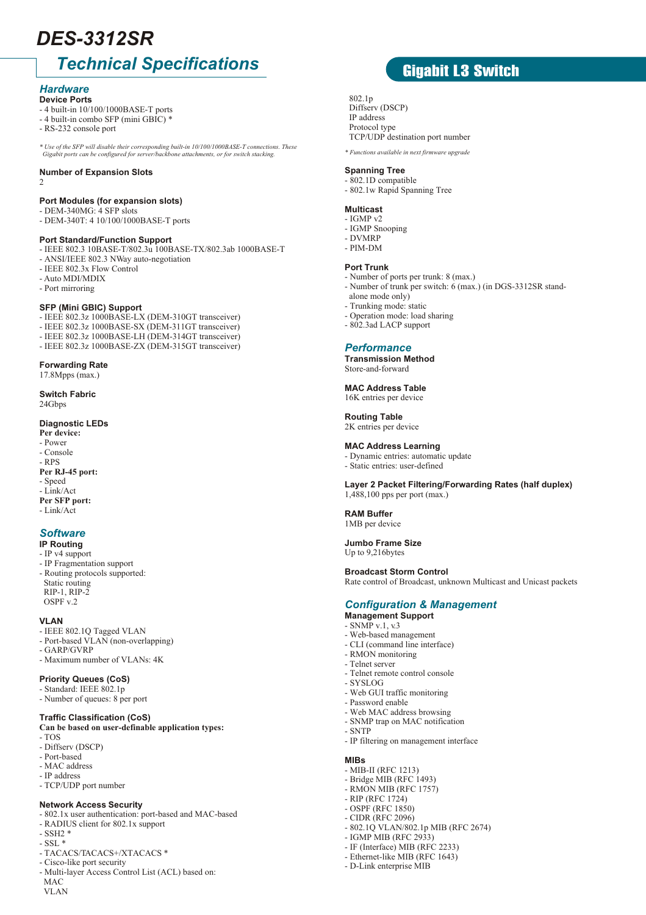# DES-3312SR

## Technical Specifications

**Gigabit L3 Switch**

### Hardware

**Device Ports**
- 4 built-in 10/100/1000BASE-T ports
- 4 built-in combo SFP (mini GBIC) *
- RS-232 console port

*\* Use of the SFP will disable their corresponding built-in 10/100/1000BASE-T connections. These Gigabit ports can be configured for server/backbone attachments, or for switch stacking.*

**Number of Expansion Slots**
2

**Port Modules (for expansion slots)**
- DEM-340MG: 4 SFP slots
- DEM-340T: 4 10/100/1000BASE-T ports

**Port Standard/Function Support**
- IEEE 802.3 10BASE-T/802.3u 100BASE-TX/802.3ab 1000BASE-T
- ANSI/IEEE 802.3 NWay auto-negotiation
- IEEE 802.3x Flow Control
- Auto MDI/MDIX
- Port mirroring

**SFP (Mini GBIC) Support**
- IEEE 802.3z 1000BASE-LX (DEM-310GT transceiver)
- IEEE 802.3z 1000BASE-SX (DEM-311GT transceiver)
- IEEE 802.3z 1000BASE-LH (DEM-314GT transceiver)
- IEEE 802.3z 1000BASE-ZX (DEM-315GT transceiver)

**Forwarding Rate**
17.8Mpps (max.)

**Switch Fabric**
24Gbps

**Diagnostic LEDs**
**Per device:**
- Power
- Console
- RPS

**Per RJ-45 port:**
- Speed
- Link/Act

**Per SFP port:**
- Link/Act

### Software

**IP Routing**
- IP v4 support
- IP Fragmentation support
- Routing protocols supported:
  Static routing
  RIP-1, RIP-2
  OSPF v.2

**VLAN**
- IEEE 802.1Q Tagged VLAN
- Port-based VLAN (non-overlapping)
- GARP/GVRP
- Maximum number of VLANs: 4K

**Priority Queues (CoS)**
- Standard: IEEE 802.1p
- Number of queues: 8 per port

**Traffic Classification (CoS)**
**Can be based on user-definable application types:**
- TOS
- Diffserv (DSCP)
- Port-based
- MAC address
- IP address
- TCP/UDP port number

**Network Access Security**
- 802.1x user authentication: port-based and MAC-based
- RADIUS client for 802.1x support
- SSH2 *
- SSL *
- TACACS/TACACS+/XTACACS *
- Cisco-like port security
- Multi-layer Access Control List (ACL) based on:
  MAC
  VLAN
  802.1p
  Diffserv (DSCP)
  IP address
  Protocol type
  TCP/UDP destination port number

*\* Functions available in next firmware upgrade*

**Spanning Tree**
- 802.1D compatible
- 802.1w Rapid Spanning Tree

**Multicast**
- IGMP v2
- IGMP Snooping
- DVMRP
- PIM-DM

**Port Trunk**
- Number of ports per trunk: 8 (max.)
- Number of trunk per switch: 6 (max.) (in DGS-3312SR stand-alone mode only)
- Trunking mode: static
- Operation mode: load sharing
- 802.3ad LACP support

### Performance

**Transmission Method**
Store-and-forward

**MAC Address Table**
16K entries per device

**Routing Table**
2K entries per device

**MAC Address Learning**
- Dynamic entries: automatic update
- Static entries: user-defined

**Layer 2 Packet Filtering/Forwarding Rates (half duplex)**
1,488,100 pps per port (max.)

**RAM Buffer**
1MB per device

**Jumbo Frame Size**
Up to 9,216bytes

**Broadcast Storm Control**
Rate control of Broadcast, unknown Multicast and Unicast packets

### Configuration & Management

**Management Support**
- SNMP v.1, v.3
- Web-based management
- CLI (command line interface)
- RMON monitoring
- Telnet server
- Telnet remote control console
- SYSLOG
- Web GUI traffic monitoring
- Password enable
- Web MAC address browsing
- SNMP trap on MAC notification
- SNTP
- IP filtering on management interface

**MIBs**
- MIB-II (RFC 1213)
- Bridge MIB (RFC 1493)
- RMON MIB (RFC 1757)
- RIP (RFC 1724)
- OSPF (RFC 1850)
- CIDR (RFC 2096)
- 802.1Q VLAN/802.1p MIB (RFC 2674)
- IGMP MIB (RFC 2933)
- IF (Interface) MIB (RFC 2233)
- Ethernet-like MIB (RFC 1643)
- D-Link enterprise MIB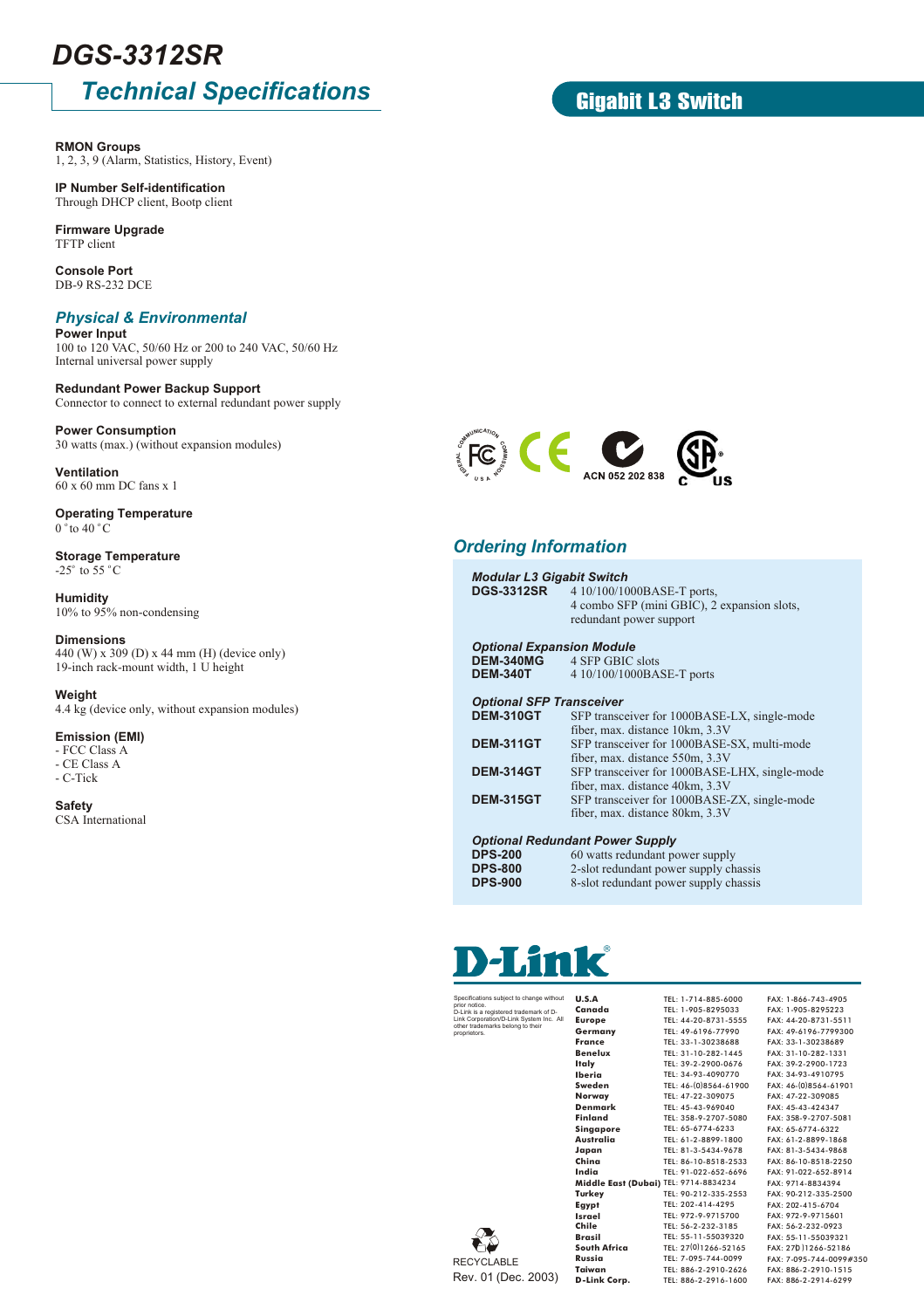# DGS-3312SR

## Technical Specifications

Gigabit L3 Switch

**RMON Groups**
1, 2, 3, 9 (Alarm, Statistics, History, Event)

**IP Number Self-identification**
Through DHCP client, Bootp client

**Firmware Upgrade**
TFTP client

**Console Port**
DB-9 RS-232 DCE

### *Physical & Environmental*

**Power Input**
100 to 120 VAC, 50/60 Hz or 200 to 240 VAC, 50/60 Hz
Internal universal power supply

**Redundant Power Backup Support**
Connector to connect to external redundant power supply

**Power Consumption**
30 watts (max.) (without expansion modules)

**Ventilation**
60 x 60 mm DC fans x 1

**Operating Temperature**
0 ˚to 40 ˚C

**Storage Temperature**
-25˚ to 55 ˚C

**Humidity**
10% to 95% non-condensing

**Dimensions**
440 (W) x 309 (D) x 44 mm (H) (device only)
19-inch rack-mount width, 1 U height

**Weight**
4.4 kg (device only, without expansion modules)

**Emission (EMI)**
- FCC Class A
- CE Class A
- C-Tick

**Safety**
CSA International

ACN 052 202 838

### *Ordering Information*

***Modular L3 Gigabit Switch***

| | |
|---|---|
| **DGS-3312SR** | 4 10/100/1000BASE-T ports, 4 combo SFP (mini GBIC), 2 expansion slots, redundant power support |

***Optional Expansion Module***

| | |
|---|---|
| **DEM-340MG** | 4 SFP GBIC slots |
| **DEM-340T** | 4 10/100/1000BASE-T ports |

***Optional SFP Transceiver***

| | |
|---|---|
| **DEM-310GT** | SFP transceiver for 1000BASE-LX, single-mode fiber, max. distance 10km, 3.3V |
| **DEM-311GT** | SFP transceiver for 1000BASE-SX, multi-mode fiber, max. distance 550m, 3.3V |
| **DEM-314GT** | SFP transceiver for 1000BASE-LHX, single-mode fiber, max. distance 40km, 3.3V |
| **DEM-315GT** | SFP transceiver for 1000BASE-ZX, single-mode fiber, max. distance 80km, 3.3V |

***Optional Redundant Power Supply***

| | |
|---|---|
| **DPS-200** | 60 watts redundant power supply |
| **DPS-800** | 2-slot redundant power supply chassis |
| **DPS-900** | 8-slot redundant power supply chassis |

D-Link®

Specifications subject to change without prior notice.
D-Link is a registered trademark of D-Link Corporation/D-Link System Inc. All other trademarks belong to their proprietors.

| | | |
|---|---|---|
| **U.S.A** | TEL: 1-714-885-6000 | FAX: 1-866-743-4905 |
| **Canada** | TEL: 1-905-8295033 | FAX: 1-905-8295223 |
| **Europe** | TEL: 44-20-8731-5555 | FAX: 44-20-8731-5511 |
| **Germany** | TEL: 49-6196-77990 | FAX: 49-6196-7799300 |
| **France** | TEL: 33-1-30238688 | FAX: 33-1-30238689 |
| **Benelux** | TEL: 31-10-282-1445 | FAX: 31-10-282-1331 |
| **Italy** | TEL: 39-2-2900-0676 | FAX: 39-2-2900-1723 |
| **Iberia** | TEL: 34-93-4090770 | FAX: 34-93-4910795 |
| **Sweden** | TEL: 46-(0)8564-61900 | FAX: 46-(0)8564-61901 |
| **Norway** | TEL: 47-22-309075 | FAX: 47-22-309085 |
| **Denmark** | TEL: 45-43-969040 | FAX: 45-43-424347 |
| **Finland** | TEL: 358-9-2707-5080 | FAX: 358-9-2707-5081 |
| **Singapore** | TEL: 65-6774-6233 | FAX: 65-6774-6322 |
| **Australia** | TEL: 61-2-8899-1800 | FAX: 61-2-8899-1868 |
| **Japan** | TEL: 81-3-5434-9678 | FAX: 81-3-5434-9868 |
| **China** | TEL: 86-10-8518-2533 | FAX: 86-10-8518-2250 |
| **India** | TEL: 91-022-652-6696 | FAX: 91-022-652-8914 |
| **Middle East (Dubai)** | TEL: 9714-8834234 | FAX: 9714-8834394 |
| **Turkey** | TEL: 90-212-335-2553 | FAX: 90-212-335-2500 |
| **Egypt** | TEL: 202-414-4295 | FAX: 202-415-6704 |
| **Israel** | TEL: 972-9-9715700 | FAX: 972-9-9715601 |
| **Chile** | TEL: 56-2-232-3185 | FAX: 56-2-232-0923 |
| **Brasil** | TEL: 55-11-55039320 | FAX: 55-11-55039321 |
| **South Africa** | TEL: 27(0)1266-52165 | FAX: 27(0)1266-52186 |
| **Russia** | TEL: 7-095-744-0099 | FAX: 7-095-744-0099#350 |
| **Taiwan** | TEL: 886-2-2910-2626 | FAX: 886-2-2910-1515 |
| **D-Link Corp.** | TEL: 886-2-2916-1600 | FAX: 886-2-2914-6299 |

RECYCLABLE

Rev. 01 (Dec. 2003)